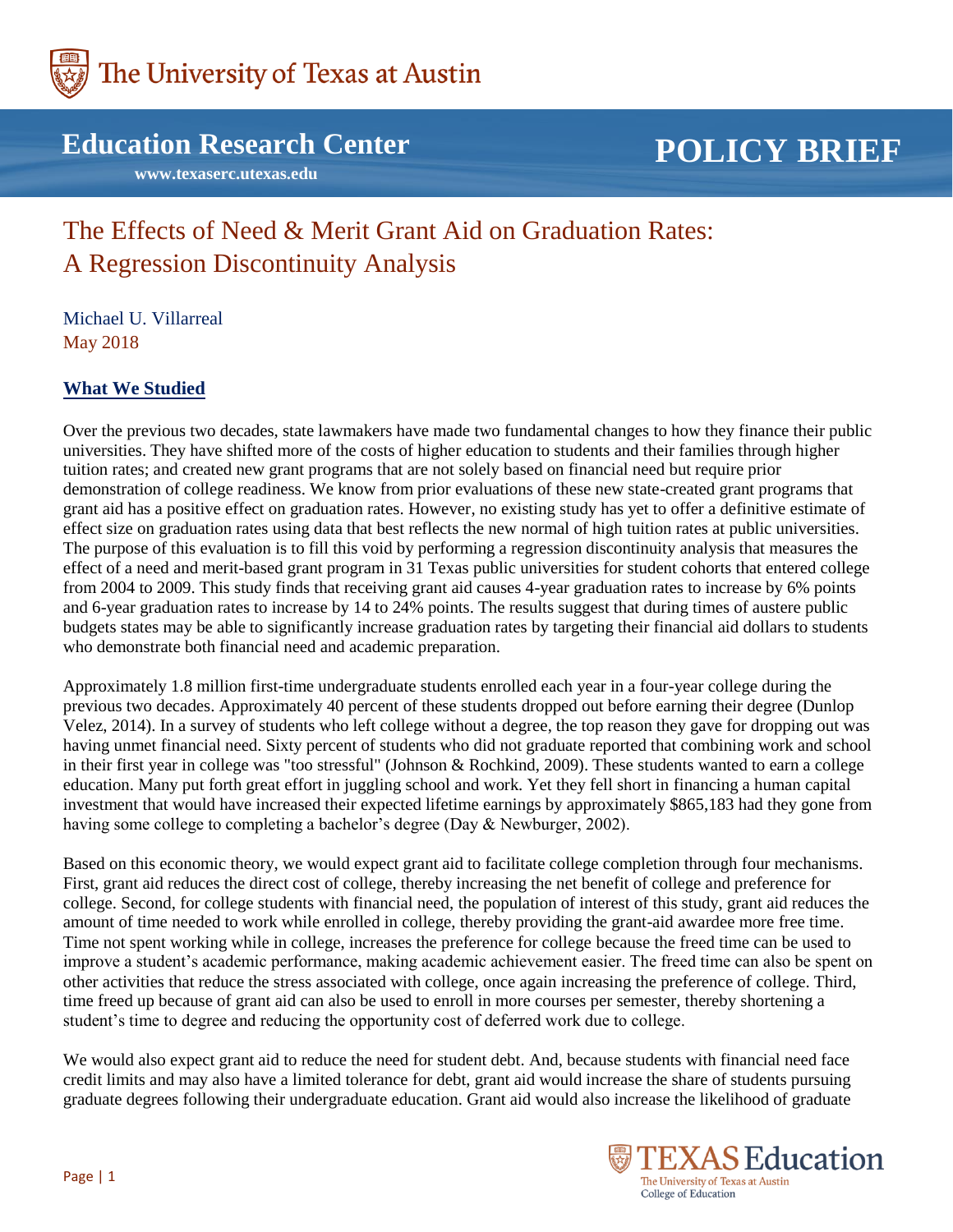The University of Texas at Austin

## Education Research Center

www.texaserc.utexas.edu

**POLICY BRIEF**

# The Effects of Need & Merit Grant Aid on Graduation Rates: A Regression Discontinuity Analysis

Michael U. Villarreal
May 2018

### What We Studied

Over the previous two decades, state lawmakers have made two fundamental changes to how they finance their public universities. They have shifted more of the costs of higher education to students and their families through higher tuition rates; and created new grant programs that are not solely based on financial need but require prior demonstration of college readiness. We know from prior evaluations of these new state-created grant programs that grant aid has a positive effect on graduation rates. However, no existing study has yet to offer a definitive estimate of effect size on graduation rates using data that best reflects the new normal of high tuition rates at public universities. The purpose of this evaluation is to fill this void by performing a regression discontinuity analysis that measures the effect of a need and merit-based grant program in 31 Texas public universities for student cohorts that entered college from 2004 to 2009. This study finds that receiving grant aid causes 4-year graduation rates to increase by 6% points and 6-year graduation rates to increase by 14 to 24% points. The results suggest that during times of austere public budgets states may be able to significantly increase graduation rates by targeting their financial aid dollars to students who demonstrate both financial need and academic preparation.

Approximately 1.8 million first-time undergraduate students enrolled each year in a four-year college during the previous two decades. Approximately 40 percent of these students dropped out before earning their degree (Dunlop Velez, 2014). In a survey of students who left college without a degree, the top reason they gave for dropping out was having unmet financial need. Sixty percent of students who did not graduate reported that combining work and school in their first year in college was "too stressful" (Johnson & Rochkind, 2009). These students wanted to earn a college education. Many put forth great effort in juggling school and work. Yet they fell short in financing a human capital investment that would have increased their expected lifetime earnings by approximately $865,183 had they gone from having some college to completing a bachelor's degree (Day & Newburger, 2002).

Based on this economic theory, we would expect grant aid to facilitate college completion through four mechanisms. First, grant aid reduces the direct cost of college, thereby increasing the net benefit of college and preference for college. Second, for college students with financial need, the population of interest of this study, grant aid reduces the amount of time needed to work while enrolled in college, thereby providing the grant-aid awardee more free time. Time not spent working while in college, increases the preference for college because the freed time can be used to improve a student's academic performance, making academic achievement easier. The freed time can also be spent on other activities that reduce the stress associated with college, once again increasing the preference of college. Third, time freed up because of grant aid can also be used to enroll in more courses per semester, thereby shortening a student's time to degree and reducing the opportunity cost of deferred work due to college.

We would also expect grant aid to reduce the need for student debt. And, because students with financial need face credit limits and may also have a limited tolerance for debt, grant aid would increase the share of students pursuing graduate degrees following their undergraduate education. Grant aid would also increase the likelihood of graduate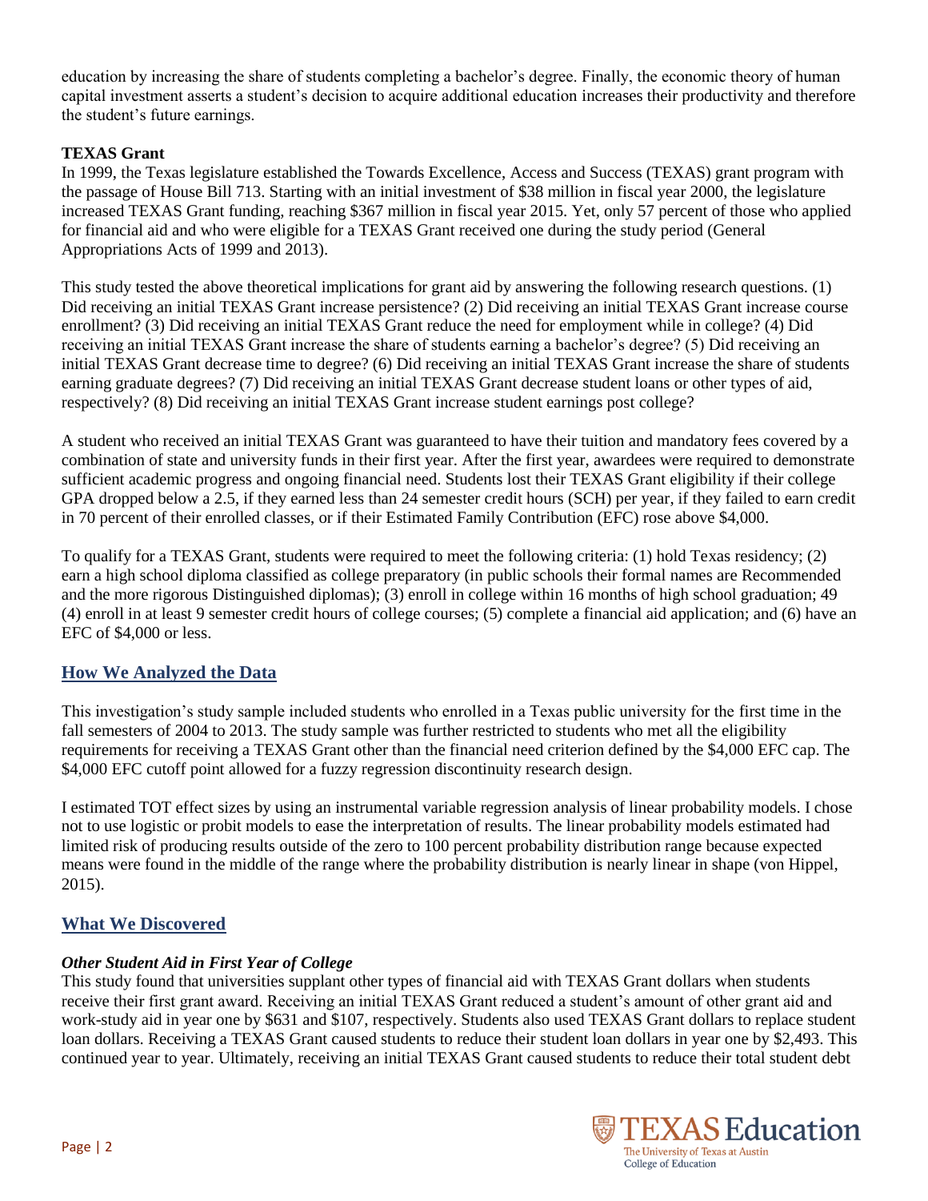education by increasing the share of students completing a bachelor's degree. Finally, the economic theory of human capital investment asserts a student's decision to acquire additional education increases their productivity and therefore the student's future earnings.

**TEXAS Grant**

In 1999, the Texas legislature established the Towards Excellence, Access and Success (TEXAS) grant program with the passage of House Bill 713. Starting with an initial investment of $38 million in fiscal year 2000, the legislature increased TEXAS Grant funding, reaching $367 million in fiscal year 2015. Yet, only 57 percent of those who applied for financial aid and who were eligible for a TEXAS Grant received one during the study period (General Appropriations Acts of 1999 and 2013).

This study tested the above theoretical implications for grant aid by answering the following research questions. (1) Did receiving an initial TEXAS Grant increase persistence? (2) Did receiving an initial TEXAS Grant increase course enrollment? (3) Did receiving an initial TEXAS Grant reduce the need for employment while in college? (4) Did receiving an initial TEXAS Grant increase the share of students earning a bachelor's degree? (5) Did receiving an initial TEXAS Grant decrease time to degree? (6) Did receiving an initial TEXAS Grant increase the share of students earning graduate degrees? (7) Did receiving an initial TEXAS Grant decrease student loans or other types of aid, respectively? (8) Did receiving an initial TEXAS Grant increase student earnings post college?

A student who received an initial TEXAS Grant was guaranteed to have their tuition and mandatory fees covered by a combination of state and university funds in their first year. After the first year, awardees were required to demonstrate sufficient academic progress and ongoing financial need. Students lost their TEXAS Grant eligibility if their college GPA dropped below a 2.5, if they earned less than 24 semester credit hours (SCH) per year, if they failed to earn credit in 70 percent of their enrolled classes, or if their Estimated Family Contribution (EFC) rose above $4,000.

To qualify for a TEXAS Grant, students were required to meet the following criteria: (1) hold Texas residency; (2) earn a high school diploma classified as college preparatory (in public schools their formal names are Recommended and the more rigorous Distinguished diplomas); (3) enroll in college within 16 months of high school graduation; 49 (4) enroll in at least 9 semester credit hours of college courses; (5) complete a financial aid application; and (6) have an EFC of $4,000 or less.

## How We Analyzed the Data

This investigation's study sample included students who enrolled in a Texas public university for the first time in the fall semesters of 2004 to 2013. The study sample was further restricted to students who met all the eligibility requirements for receiving a TEXAS Grant other than the financial need criterion defined by the $4,000 EFC cap. The $4,000 EFC cutoff point allowed for a fuzzy regression discontinuity research design.

I estimated TOT effect sizes by using an instrumental variable regression analysis of linear probability models. I chose not to use logistic or probit models to ease the interpretation of results. The linear probability models estimated had limited risk of producing results outside of the zero to 100 percent probability distribution range because expected means were found in the middle of the range where the probability distribution is nearly linear in shape (von Hippel, 2015).

## What We Discovered

***Other Student Aid in First Year of College***

This study found that universities supplant other types of financial aid with TEXAS Grant dollars when students receive their first grant award. Receiving an initial TEXAS Grant reduced a student's amount of other grant aid and work-study aid in year one by $631 and $107, respectively. Students also used TEXAS Grant dollars to replace student loan dollars. Receiving a TEXAS Grant caused students to reduce their student loan dollars in year one by $2,493. This continued year to year. Ultimately, receiving an initial TEXAS Grant caused students to reduce their total student debt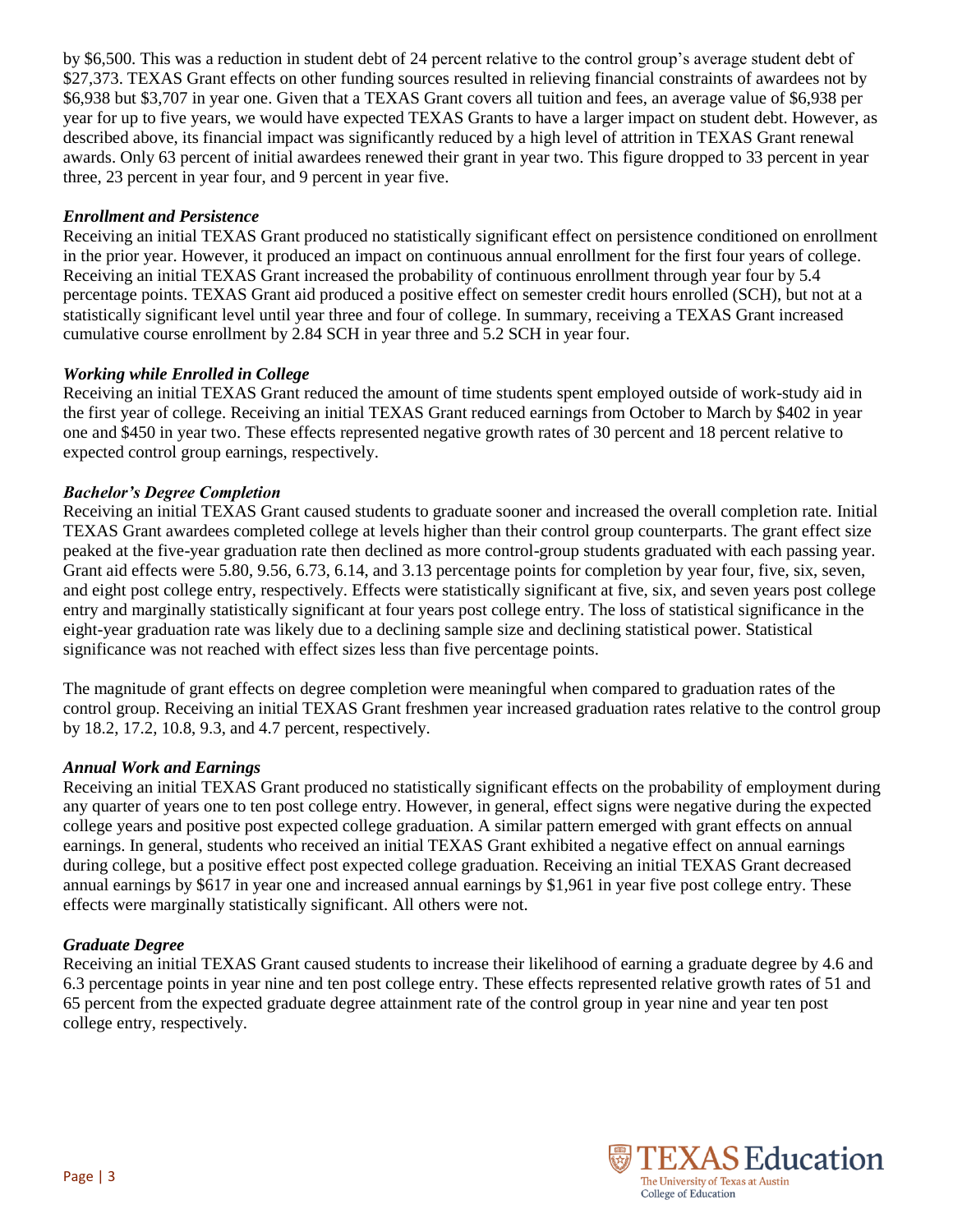by $6,500. This was a reduction in student debt of 24 percent relative to the control group's average student debt of $27,373. TEXAS Grant effects on other funding sources resulted in relieving financial constraints of awardees not by $6,938 but $3,707 in year one. Given that a TEXAS Grant covers all tuition and fees, an average value of $6,938 per year for up to five years, we would have expected TEXAS Grants to have a larger impact on student debt. However, as described above, its financial impact was significantly reduced by a high level of attrition in TEXAS Grant renewal awards. Only 63 percent of initial awardees renewed their grant in year two. This figure dropped to 33 percent in year three, 23 percent in year four, and 9 percent in year five.

### *Enrollment and Persistence*

Receiving an initial TEXAS Grant produced no statistically significant effect on persistence conditioned on enrollment in the prior year. However, it produced an impact on continuous annual enrollment for the first four years of college. Receiving an initial TEXAS Grant increased the probability of continuous enrollment through year four by 5.4 percentage points. TEXAS Grant aid produced a positive effect on semester credit hours enrolled (SCH), but not at a statistically significant level until year three and four of college. In summary, receiving a TEXAS Grant increased cumulative course enrollment by 2.84 SCH in year three and 5.2 SCH in year four.

### *Working while Enrolled in College*

Receiving an initial TEXAS Grant reduced the amount of time students spent employed outside of work-study aid in the first year of college. Receiving an initial TEXAS Grant reduced earnings from October to March by $402 in year one and $450 in year two. These effects represented negative growth rates of 30 percent and 18 percent relative to expected control group earnings, respectively.

### *Bachelor's Degree Completion*

Receiving an initial TEXAS Grant caused students to graduate sooner and increased the overall completion rate. Initial TEXAS Grant awardees completed college at levels higher than their control group counterparts. The grant effect size peaked at the five-year graduation rate then declined as more control-group students graduated with each passing year. Grant aid effects were 5.80, 9.56, 6.73, 6.14, and 3.13 percentage points for completion by year four, five, six, seven, and eight post college entry, respectively. Effects were statistically significant at five, six, and seven years post college entry and marginally statistically significant at four years post college entry. The loss of statistical significance in the eight-year graduation rate was likely due to a declining sample size and declining statistical power. Statistical significance was not reached with effect sizes less than five percentage points.

The magnitude of grant effects on degree completion were meaningful when compared to graduation rates of the control group. Receiving an initial TEXAS Grant freshmen year increased graduation rates relative to the control group by 18.2, 17.2, 10.8, 9.3, and 4.7 percent, respectively.

### *Annual Work and Earnings*

Receiving an initial TEXAS Grant produced no statistically significant effects on the probability of employment during any quarter of years one to ten post college entry. However, in general, effect signs were negative during the expected college years and positive post expected college graduation. A similar pattern emerged with grant effects on annual earnings. In general, students who received an initial TEXAS Grant exhibited a negative effect on annual earnings during college, but a positive effect post expected college graduation. Receiving an initial TEXAS Grant decreased annual earnings by $617 in year one and increased annual earnings by $1,961 in year five post college entry. These effects were marginally statistically significant. All others were not.

### *Graduate Degree*

Receiving an initial TEXAS Grant caused students to increase their likelihood of earning a graduate degree by 4.6 and 6.3 percentage points in year nine and ten post college entry. These effects represented relative growth rates of 51 and 65 percent from the expected graduate degree attainment rate of the control group in year nine and year ten post college entry, respectively.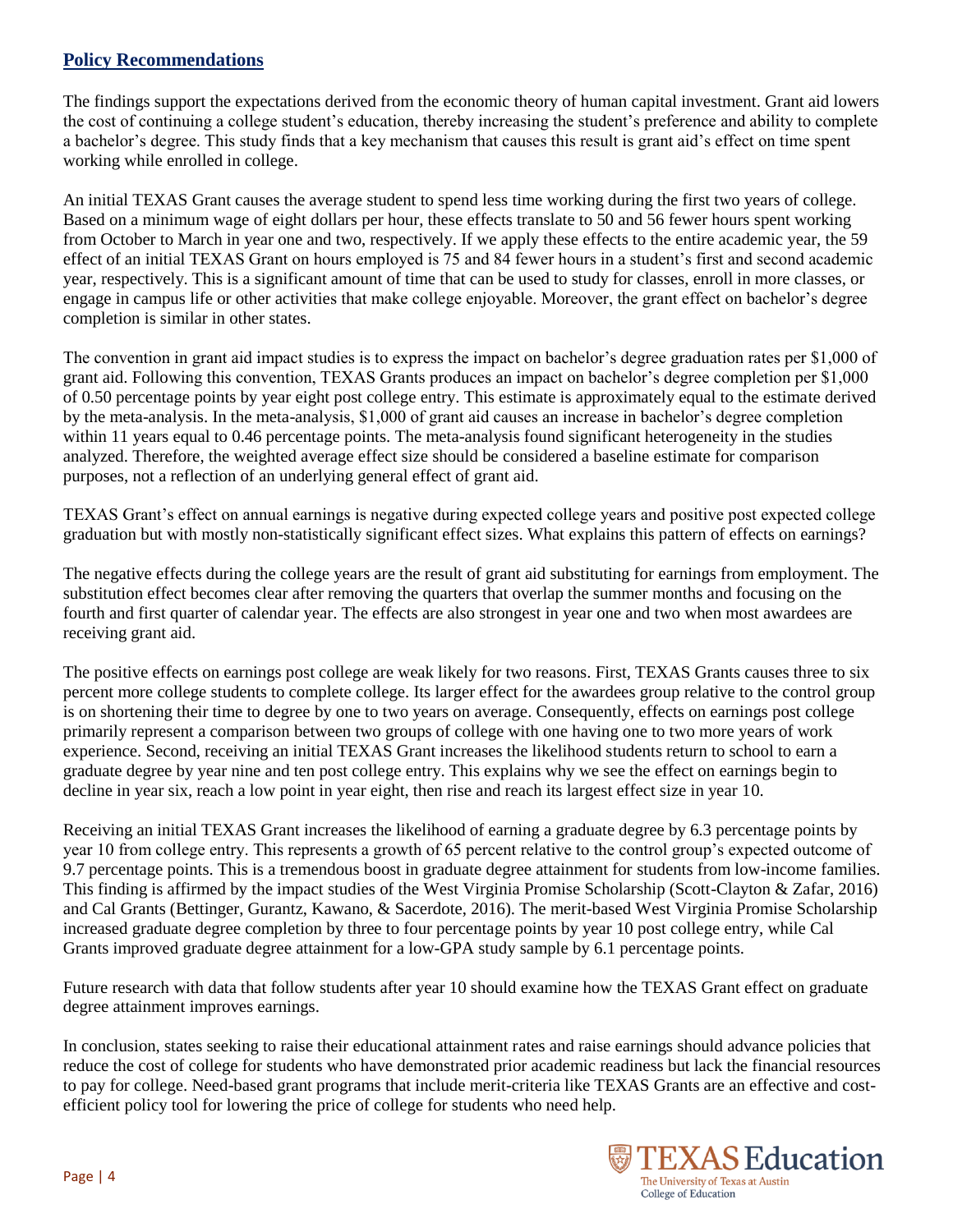## Policy Recommendations

The findings support the expectations derived from the economic theory of human capital investment. Grant aid lowers the cost of continuing a college student's education, thereby increasing the student's preference and ability to complete a bachelor's degree. This study finds that a key mechanism that causes this result is grant aid's effect on time spent working while enrolled in college.

An initial TEXAS Grant causes the average student to spend less time working during the first two years of college. Based on a minimum wage of eight dollars per hour, these effects translate to 50 and 56 fewer hours spent working from October to March in year one and two, respectively. If we apply these effects to the entire academic year, the 59 effect of an initial TEXAS Grant on hours employed is 75 and 84 fewer hours in a student's first and second academic year, respectively. This is a significant amount of time that can be used to study for classes, enroll in more classes, or engage in campus life or other activities that make college enjoyable. Moreover, the grant effect on bachelor's degree completion is similar in other states.

The convention in grant aid impact studies is to express the impact on bachelor's degree graduation rates per $1,000 of grant aid. Following this convention, TEXAS Grants produces an impact on bachelor's degree completion per $1,000 of 0.50 percentage points by year eight post college entry. This estimate is approximately equal to the estimate derived by the meta-analysis. In the meta-analysis, $1,000 of grant aid causes an increase in bachelor's degree completion within 11 years equal to 0.46 percentage points. The meta-analysis found significant heterogeneity in the studies analyzed. Therefore, the weighted average effect size should be considered a baseline estimate for comparison purposes, not a reflection of an underlying general effect of grant aid.

TEXAS Grant's effect on annual earnings is negative during expected college years and positive post expected college graduation but with mostly non-statistically significant effect sizes. What explains this pattern of effects on earnings?

The negative effects during the college years are the result of grant aid substituting for earnings from employment. The substitution effect becomes clear after removing the quarters that overlap the summer months and focusing on the fourth and first quarter of calendar year. The effects are also strongest in year one and two when most awardees are receiving grant aid.

The positive effects on earnings post college are weak likely for two reasons. First, TEXAS Grants causes three to six percent more college students to complete college. Its larger effect for the awardees group relative to the control group is on shortening their time to degree by one to two years on average. Consequently, effects on earnings post college primarily represent a comparison between two groups of college with one having one to two more years of work experience. Second, receiving an initial TEXAS Grant increases the likelihood students return to school to earn a graduate degree by year nine and ten post college entry. This explains why we see the effect on earnings begin to decline in year six, reach a low point in year eight, then rise and reach its largest effect size in year 10.

Receiving an initial TEXAS Grant increases the likelihood of earning a graduate degree by 6.3 percentage points by year 10 from college entry. This represents a growth of 65 percent relative to the control group's expected outcome of 9.7 percentage points. This is a tremendous boost in graduate degree attainment for students from low-income families. This finding is affirmed by the impact studies of the West Virginia Promise Scholarship (Scott-Clayton & Zafar, 2016) and Cal Grants (Bettinger, Gurantz, Kawano, & Sacerdote, 2016). The merit-based West Virginia Promise Scholarship increased graduate degree completion by three to four percentage points by year 10 post college entry, while Cal Grants improved graduate degree attainment for a low-GPA study sample by 6.1 percentage points.

Future research with data that follow students after year 10 should examine how the TEXAS Grant effect on graduate degree attainment improves earnings.

In conclusion, states seeking to raise their educational attainment rates and raise earnings should advance policies that reduce the cost of college for students who have demonstrated prior academic readiness but lack the financial resources to pay for college. Need-based grant programs that include merit-criteria like TEXAS Grants are an effective and cost-efficient policy tool for lowering the price of college for students who need help.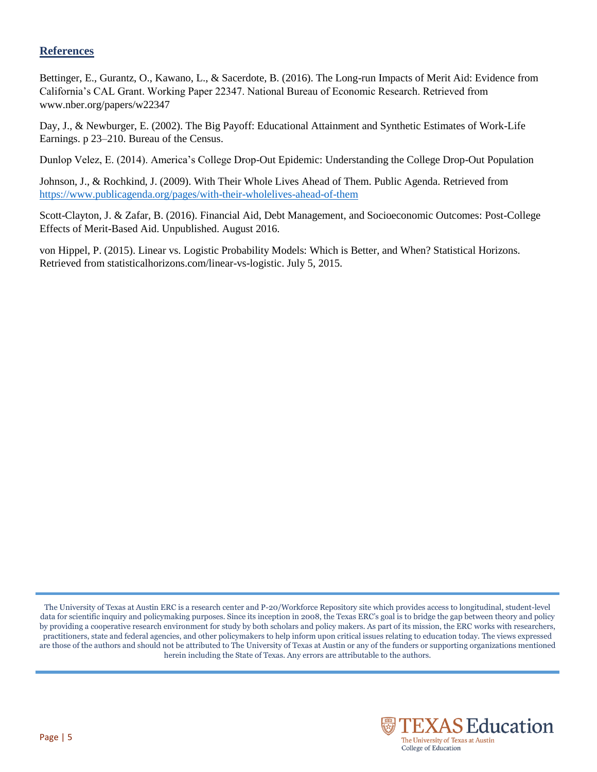## References

Bettinger, E., Gurantz, O., Kawano, L., & Sacerdote, B. (2016). The Long-run Impacts of Merit Aid: Evidence from California's CAL Grant. Working Paper 22347. National Bureau of Economic Research. Retrieved from www.nber.org/papers/w22347

Day, J., & Newburger, E. (2002). The Big Payoff: Educational Attainment and Synthetic Estimates of Work-Life Earnings. p 23–210. Bureau of the Census.

Dunlop Velez, E. (2014). America's College Drop-Out Epidemic: Understanding the College Drop-Out Population

Johnson, J., & Rochkind, J. (2009). With Their Whole Lives Ahead of Them. Public Agenda. Retrieved from https://www.publicagenda.org/pages/with-their-wholelives-ahead-of-them

Scott-Clayton, J. & Zafar, B. (2016). Financial Aid, Debt Management, and Socioeconomic Outcomes: Post-College Effects of Merit-Based Aid. Unpublished. August 2016.

von Hippel, P. (2015). Linear vs. Logistic Probability Models: Which is Better, and When? Statistical Horizons. Retrieved from statisticalhorizons.com/linear-vs-logistic. July 5, 2015.

The University of Texas at Austin ERC is a research center and P-20/Workforce Repository site which provides access to longitudinal, student-level data for scientific inquiry and policymaking purposes. Since its inception in 2008, the Texas ERC's goal is to bridge the gap between theory and policy by providing a cooperative research environment for study by both scholars and policy makers. As part of its mission, the ERC works with researchers, practitioners, state and federal agencies, and other policymakers to help inform upon critical issues relating to education today. The views expressed are those of the authors and should not be attributed to The University of Texas at Austin or any of the funders or supporting organizations mentioned herein including the State of Texas. Any errors are attributable to the authors.

TEXAS Education
The University of Texas at Austin
College of Education